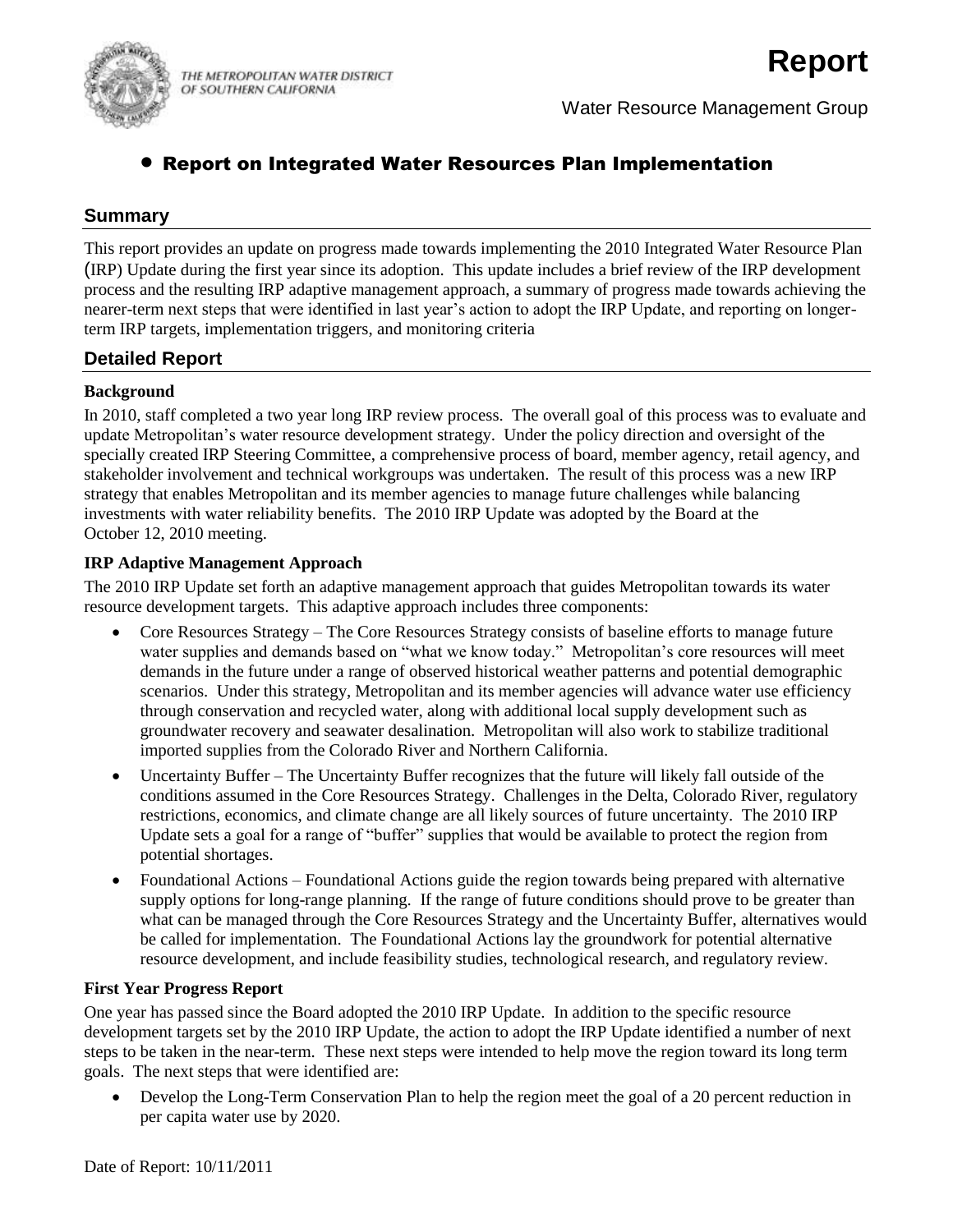THE METROPOLITAN WATER DISTRICT OF SOUTHERN CALIFORNIA

# Report

Water Resource Management Group

## • Report on Integrated Water Resources Plan Implementation

### Summary

This report provides an update on progress made towards implementing the 2010 Integrated Water Resource Plan (IRP) Update during the first year since its adoption. This update includes a brief review of the IRP development process and the resulting IRP adaptive management approach, a summary of progress made towards achieving the nearer-term next steps that were identified in last year's action to adopt the IRP Update, and reporting on longer-term IRP targets, implementation triggers, and monitoring criteria

### Detailed Report

**Background**

In 2010, staff completed a two year long IRP review process. The overall goal of this process was to evaluate and update Metropolitan's water resource development strategy. Under the policy direction and oversight of the specially created IRP Steering Committee, a comprehensive process of board, member agency, retail agency, and stakeholder involvement and technical workgroups was undertaken. The result of this process was a new IRP strategy that enables Metropolitan and its member agencies to manage future challenges while balancing investments with water reliability benefits. The 2010 IRP Update was adopted by the Board at the October 12, 2010 meeting.

**IRP Adaptive Management Approach**

The 2010 IRP Update set forth an adaptive management approach that guides Metropolitan towards its water resource development targets. This adaptive approach includes three components:

- Core Resources Strategy – The Core Resources Strategy consists of baseline efforts to manage future water supplies and demands based on "what we know today." Metropolitan's core resources will meet demands in the future under a range of observed historical weather patterns and potential demographic scenarios. Under this strategy, Metropolitan and its member agencies will advance water use efficiency through conservation and recycled water, along with additional local supply development such as groundwater recovery and seawater desalination. Metropolitan will also work to stabilize traditional imported supplies from the Colorado River and Northern California.
- Uncertainty Buffer – The Uncertainty Buffer recognizes that the future will likely fall outside of the conditions assumed in the Core Resources Strategy. Challenges in the Delta, Colorado River, regulatory restrictions, economics, and climate change are all likely sources of future uncertainty. The 2010 IRP Update sets a goal for a range of "buffer" supplies that would be available to protect the region from potential shortages.
- Foundational Actions – Foundational Actions guide the region towards being prepared with alternative supply options for long-range planning. If the range of future conditions should prove to be greater than what can be managed through the Core Resources Strategy and the Uncertainty Buffer, alternatives would be called for implementation. The Foundational Actions lay the groundwork for potential alternative resource development, and include feasibility studies, technological research, and regulatory review.

**First Year Progress Report**

One year has passed since the Board adopted the 2010 IRP Update. In addition to the specific resource development targets set by the 2010 IRP Update, the action to adopt the IRP Update identified a number of next steps to be taken in the near-term. These next steps were intended to help move the region toward its long term goals. The next steps that were identified are:

- Develop the Long-Term Conservation Plan to help the region meet the goal of a 20 percent reduction in per capita water use by 2020.

Date of Report: 10/11/2011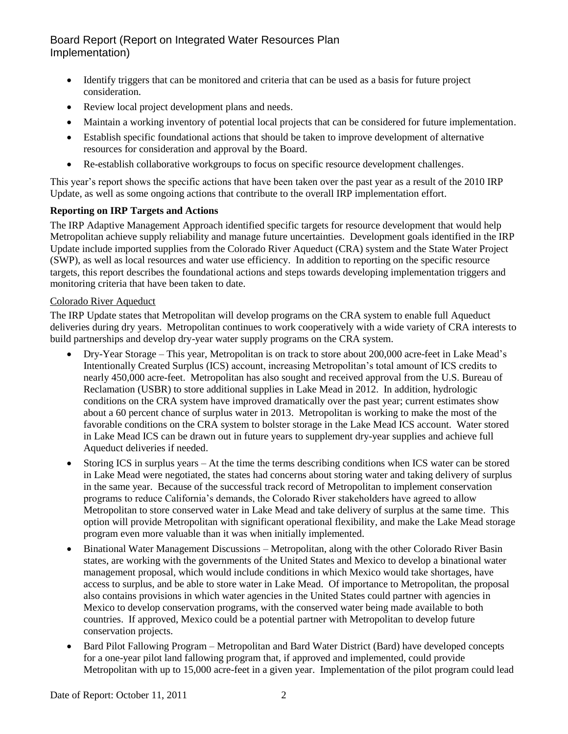- Identify triggers that can be monitored and criteria that can be used as a basis for future project consideration.
- Review local project development plans and needs.
- Maintain a working inventory of potential local projects that can be considered for future implementation.
- Establish specific foundational actions that should be taken to improve development of alternative resources for consideration and approval by the Board.
- Re-establish collaborative workgroups to focus on specific resource development challenges.

This year's report shows the specific actions that have been taken over the past year as a result of the 2010 IRP Update, as well as some ongoing actions that contribute to the overall IRP implementation effort.

**Reporting on IRP Targets and Actions**

The IRP Adaptive Management Approach identified specific targets for resource development that would help Metropolitan achieve supply reliability and manage future uncertainties. Development goals identified in the IRP Update include imported supplies from the Colorado River Aqueduct (CRA) system and the State Water Project (SWP), as well as local resources and water use efficiency. In addition to reporting on the specific resource targets, this report describes the foundational actions and steps towards developing implementation triggers and monitoring criteria that have been taken to date.

<u>Colorado River Aqueduct</u>

The IRP Update states that Metropolitan will develop programs on the CRA system to enable full Aqueduct deliveries during dry years. Metropolitan continues to work cooperatively with a wide variety of CRA interests to build partnerships and develop dry-year water supply programs on the CRA system.

- Dry-Year Storage – This year, Metropolitan is on track to store about 200,000 acre-feet in Lake Mead's Intentionally Created Surplus (ICS) account, increasing Metropolitan's total amount of ICS credits to nearly 450,000 acre-feet. Metropolitan has also sought and received approval from the U.S. Bureau of Reclamation (USBR) to store additional supplies in Lake Mead in 2012. In addition, hydrologic conditions on the CRA system have improved dramatically over the past year; current estimates show about a 60 percent chance of surplus water in 2013. Metropolitan is working to make the most of the favorable conditions on the CRA system to bolster storage in the Lake Mead ICS account. Water stored in Lake Mead ICS can be drawn out in future years to supplement dry-year supplies and achieve full Aqueduct deliveries if needed.
- Storing ICS in surplus years – At the time the terms describing conditions when ICS water can be stored in Lake Mead were negotiated, the states had concerns about storing water and taking delivery of surplus in the same year. Because of the successful track record of Metropolitan to implement conservation programs to reduce California's demands, the Colorado River stakeholders have agreed to allow Metropolitan to store conserved water in Lake Mead and take delivery of surplus at the same time. This option will provide Metropolitan with significant operational flexibility, and make the Lake Mead storage program even more valuable than it was when initially implemented.
- Binational Water Management Discussions – Metropolitan, along with the other Colorado River Basin states, are working with the governments of the United States and Mexico to develop a binational water management proposal, which would include conditions in which Mexico would take shortages, have access to surplus, and be able to store water in Lake Mead. Of importance to Metropolitan, the proposal also contains provisions in which water agencies in the United States could partner with agencies in Mexico to develop conservation programs, with the conserved water being made available to both countries. If approved, Mexico could be a potential partner with Metropolitan to develop future conservation projects.
- Bard Pilot Fallowing Program – Metropolitan and Bard Water District (Bard) have developed concepts for a one-year pilot land fallowing program that, if approved and implemented, could provide Metropolitan with up to 15,000 acre-feet in a given year. Implementation of the pilot program could lead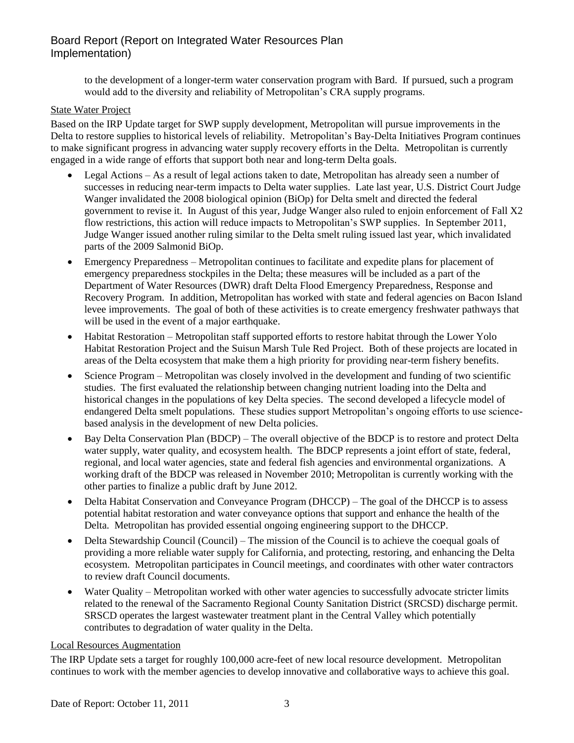to the development of a longer-term water conservation program with Bard. If pursued, such a program would add to the diversity and reliability of Metropolitan's CRA supply programs.

State Water Project

Based on the IRP Update target for SWP supply development, Metropolitan will pursue improvements in the Delta to restore supplies to historical levels of reliability. Metropolitan's Bay-Delta Initiatives Program continues to make significant progress in advancing water supply recovery efforts in the Delta. Metropolitan is currently engaged in a wide range of efforts that support both near and long-term Delta goals.

- Legal Actions – As a result of legal actions taken to date, Metropolitan has already seen a number of successes in reducing near-term impacts to Delta water supplies. Late last year, U.S. District Court Judge Wanger invalidated the 2008 biological opinion (BiOp) for Delta smelt and directed the federal government to revise it. In August of this year, Judge Wanger also ruled to enjoin enforcement of Fall X2 flow restrictions, this action will reduce impacts to Metropolitan's SWP supplies. In September 2011, Judge Wanger issued another ruling similar to the Delta smelt ruling issued last year, which invalidated parts of the 2009 Salmonid BiOp.
- Emergency Preparedness – Metropolitan continues to facilitate and expedite plans for placement of emergency preparedness stockpiles in the Delta; these measures will be included as a part of the Department of Water Resources (DWR) draft Delta Flood Emergency Preparedness, Response and Recovery Program. In addition, Metropolitan has worked with state and federal agencies on Bacon Island levee improvements. The goal of both of these activities is to create emergency freshwater pathways that will be used in the event of a major earthquake.
- Habitat Restoration – Metropolitan staff supported efforts to restore habitat through the Lower Yolo Habitat Restoration Project and the Suisun Marsh Tule Red Project. Both of these projects are located in areas of the Delta ecosystem that make them a high priority for providing near-term fishery benefits.
- Science Program – Metropolitan was closely involved in the development and funding of two scientific studies. The first evaluated the relationship between changing nutrient loading into the Delta and historical changes in the populations of key Delta species. The second developed a lifecycle model of endangered Delta smelt populations. These studies support Metropolitan's ongoing efforts to use science-based analysis in the development of new Delta policies.
- Bay Delta Conservation Plan (BDCP) – The overall objective of the BDCP is to restore and protect Delta water supply, water quality, and ecosystem health. The BDCP represents a joint effort of state, federal, regional, and local water agencies, state and federal fish agencies and environmental organizations. A working draft of the BDCP was released in November 2010; Metropolitan is currently working with the other parties to finalize a public draft by June 2012.
- Delta Habitat Conservation and Conveyance Program (DHCCP) – The goal of the DHCCP is to assess potential habitat restoration and water conveyance options that support and enhance the health of the Delta. Metropolitan has provided essential ongoing engineering support to the DHCCP.
- Delta Stewardship Council (Council) – The mission of the Council is to achieve the coequal goals of providing a more reliable water supply for California, and protecting, restoring, and enhancing the Delta ecosystem. Metropolitan participates in Council meetings, and coordinates with other water contractors to review draft Council documents.
- Water Quality – Metropolitan worked with other water agencies to successfully advocate stricter limits related to the renewal of the Sacramento Regional County Sanitation District (SRCSD) discharge permit. SRSCD operates the largest wastewater treatment plant in the Central Valley which potentially contributes to degradation of water quality in the Delta.

Local Resources Augmentation

The IRP Update sets a target for roughly 100,000 acre-feet of new local resource development. Metropolitan continues to work with the member agencies to develop innovative and collaborative ways to achieve this goal.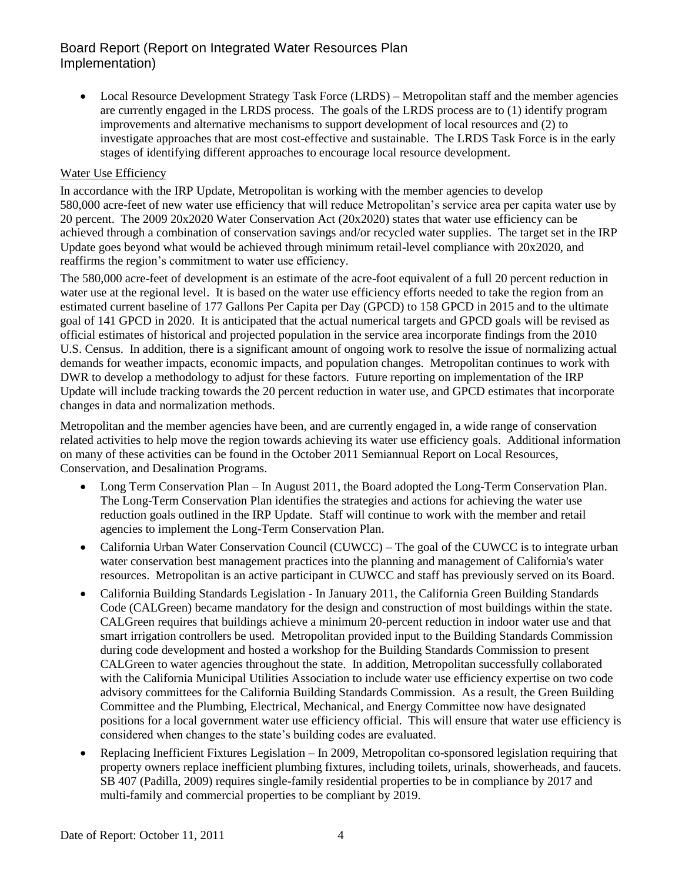- Local Resource Development Strategy Task Force (LRDS) – Metropolitan staff and the member agencies are currently engaged in the LRDS process. The goals of the LRDS process are to (1) identify program improvements and alternative mechanisms to support development of local resources and (2) to investigate approaches that are most cost-effective and sustainable. The LRDS Task Force is in the early stages of identifying different approaches to encourage local resource development.

## Water Use Efficiency

In accordance with the IRP Update, Metropolitan is working with the member agencies to develop 580,000 acre-feet of new water use efficiency that will reduce Metropolitan's service area per capita water use by 20 percent. The 2009 20x2020 Water Conservation Act (20x2020) states that water use efficiency can be achieved through a combination of conservation savings and/or recycled water supplies. The target set in the IRP Update goes beyond what would be achieved through minimum retail-level compliance with 20x2020, and reaffirms the region's commitment to water use efficiency.

The 580,000 acre-feet of development is an estimate of the acre-foot equivalent of a full 20 percent reduction in water use at the regional level. It is based on the water use efficiency efforts needed to take the region from an estimated current baseline of 177 Gallons Per Capita per Day (GPCD) to 158 GPCD in 2015 and to the ultimate goal of 141 GPCD in 2020. It is anticipated that the actual numerical targets and GPCD goals will be revised as official estimates of historical and projected population in the service area incorporate findings from the 2010 U.S. Census. In addition, there is a significant amount of ongoing work to resolve the issue of normalizing actual demands for weather impacts, economic impacts, and population changes. Metropolitan continues to work with DWR to develop a methodology to adjust for these factors. Future reporting on implementation of the IRP Update will include tracking towards the 20 percent reduction in water use, and GPCD estimates that incorporate changes in data and normalization methods.

Metropolitan and the member agencies have been, and are currently engaged in, a wide range of conservation related activities to help move the region towards achieving its water use efficiency goals. Additional information on many of these activities can be found in the October 2011 Semiannual Report on Local Resources, Conservation, and Desalination Programs.

- Long Term Conservation Plan – In August 2011, the Board adopted the Long-Term Conservation Plan. The Long-Term Conservation Plan identifies the strategies and actions for achieving the water use reduction goals outlined in the IRP Update. Staff will continue to work with the member and retail agencies to implement the Long-Term Conservation Plan.
- California Urban Water Conservation Council (CUWCC) – The goal of the CUWCC is to integrate urban water conservation best management practices into the planning and management of California's water resources. Metropolitan is an active participant in CUWCC and staff has previously served on its Board.
- California Building Standards Legislation - In January 2011, the California Green Building Standards Code (CALGreen) became mandatory for the design and construction of most buildings within the state. CALGreen requires that buildings achieve a minimum 20-percent reduction in indoor water use and that smart irrigation controllers be used. Metropolitan provided input to the Building Standards Commission during code development and hosted a workshop for the Building Standards Commission to present CALGreen to water agencies throughout the state. In addition, Metropolitan successfully collaborated with the California Municipal Utilities Association to include water use efficiency expertise on two code advisory committees for the California Building Standards Commission. As a result, the Green Building Committee and the Plumbing, Electrical, Mechanical, and Energy Committee now have designated positions for a local government water use efficiency official. This will ensure that water use efficiency is considered when changes to the state's building codes are evaluated.
- Replacing Inefficient Fixtures Legislation – In 2009, Metropolitan co-sponsored legislation requiring that property owners replace inefficient plumbing fixtures, including toilets, urinals, showerheads, and faucets. SB 407 (Padilla, 2009) requires single-family residential properties to be in compliance by 2017 and multi-family and commercial properties to be compliant by 2019.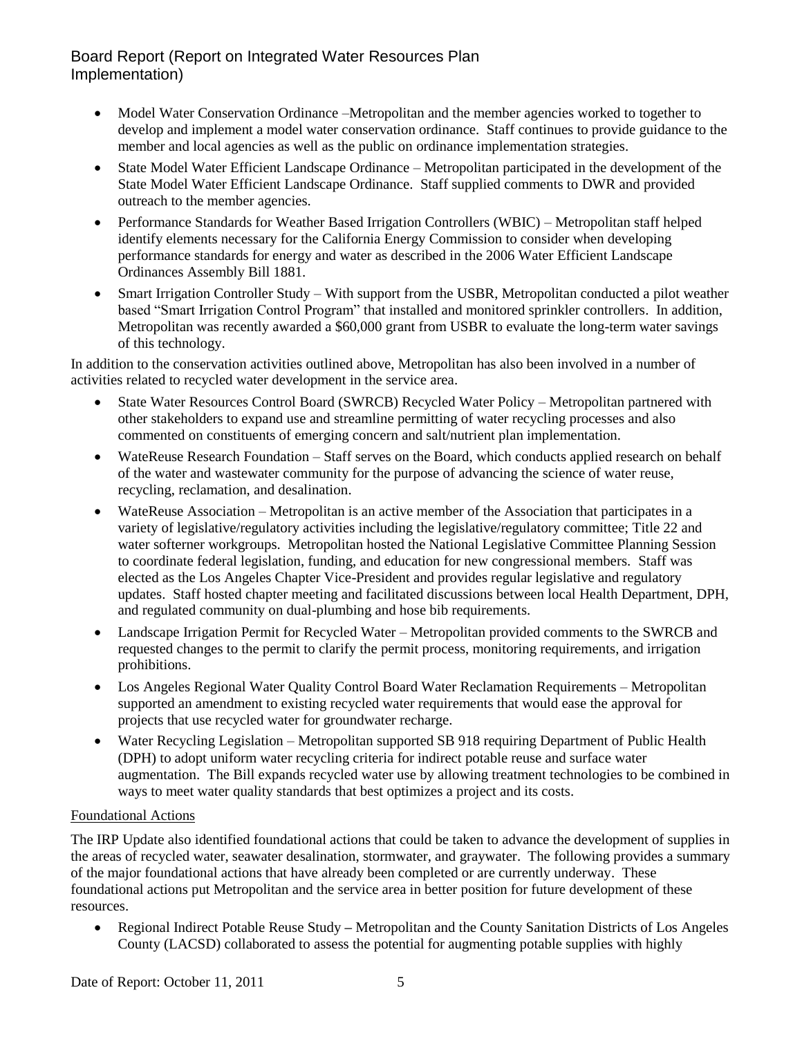- Model Water Conservation Ordinance –Metropolitan and the member agencies worked to together to develop and implement a model water conservation ordinance. Staff continues to provide guidance to the member and local agencies as well as the public on ordinance implementation strategies.
- State Model Water Efficient Landscape Ordinance – Metropolitan participated in the development of the State Model Water Efficient Landscape Ordinance. Staff supplied comments to DWR and provided outreach to the member agencies.
- Performance Standards for Weather Based Irrigation Controllers (WBIC) – Metropolitan staff helped identify elements necessary for the California Energy Commission to consider when developing performance standards for energy and water as described in the 2006 Water Efficient Landscape Ordinances Assembly Bill 1881.
- Smart Irrigation Controller Study – With support from the USBR, Metropolitan conducted a pilot weather based "Smart Irrigation Control Program" that installed and monitored sprinkler controllers. In addition, Metropolitan was recently awarded a $60,000 grant from USBR to evaluate the long-term water savings of this technology.

In addition to the conservation activities outlined above, Metropolitan has also been involved in a number of activities related to recycled water development in the service area.

- State Water Resources Control Board (SWRCB) Recycled Water Policy – Metropolitan partnered with other stakeholders to expand use and streamline permitting of water recycling processes and also commented on constituents of emerging concern and salt/nutrient plan implementation.
- WateReuse Research Foundation – Staff serves on the Board, which conducts applied research on behalf of the water and wastewater community for the purpose of advancing the science of water reuse, recycling, reclamation, and desalination.
- WateReuse Association – Metropolitan is an active member of the Association that participates in a variety of legislative/regulatory activities including the legislative/regulatory committee; Title 22 and water softerner workgroups. Metropolitan hosted the National Legislative Committee Planning Session to coordinate federal legislation, funding, and education for new congressional members. Staff was elected as the Los Angeles Chapter Vice-President and provides regular legislative and regulatory updates. Staff hosted chapter meeting and facilitated discussions between local Health Department, DPH, and regulated community on dual-plumbing and hose bib requirements.
- Landscape Irrigation Permit for Recycled Water – Metropolitan provided comments to the SWRCB and requested changes to the permit to clarify the permit process, monitoring requirements, and irrigation prohibitions.
- Los Angeles Regional Water Quality Control Board Water Reclamation Requirements – Metropolitan supported an amendment to existing recycled water requirements that would ease the approval for projects that use recycled water for groundwater recharge.
- Water Recycling Legislation – Metropolitan supported SB 918 requiring Department of Public Health (DPH) to adopt uniform water recycling criteria for indirect potable reuse and surface water augmentation. The Bill expands recycled water use by allowing treatment technologies to be combined in ways to meet water quality standards that best optimizes a project and its costs.

Foundational Actions

The IRP Update also identified foundational actions that could be taken to advance the development of supplies in the areas of recycled water, seawater desalination, stormwater, and graywater. The following provides a summary of the major foundational actions that have already been completed or are currently underway. These foundational actions put Metropolitan and the service area in better position for future development of these resources.

- Regional Indirect Potable Reuse Study **–** Metropolitan and the County Sanitation Districts of Los Angeles County (LACSD) collaborated to assess the potential for augmenting potable supplies with highly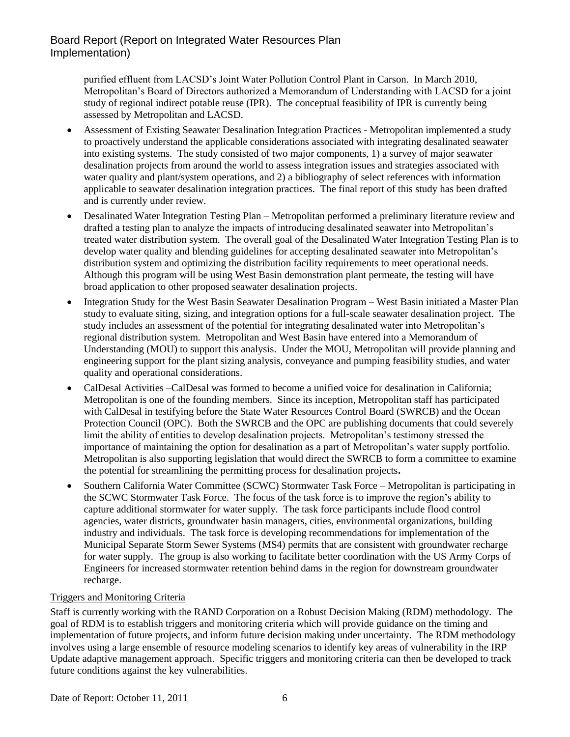purified effluent from LACSD's Joint Water Pollution Control Plant in Carson. In March 2010, Metropolitan's Board of Directors authorized a Memorandum of Understanding with LACSD for a joint study of regional indirect potable reuse (IPR). The conceptual feasibility of IPR is currently being assessed by Metropolitan and LACSD.

- Assessment of Existing Seawater Desalination Integration Practices - Metropolitan implemented a study to proactively understand the applicable considerations associated with integrating desalinated seawater into existing systems. The study consisted of two major components, 1) a survey of major seawater desalination projects from around the world to assess integration issues and strategies associated with water quality and plant/system operations, and 2) a bibliography of select references with information applicable to seawater desalination integration practices. The final report of this study has been drafted and is currently under review.
- Desalinated Water Integration Testing Plan – Metropolitan performed a preliminary literature review and drafted a testing plan to analyze the impacts of introducing desalinated seawater into Metropolitan's treated water distribution system. The overall goal of the Desalinated Water Integration Testing Plan is to develop water quality and blending guidelines for accepting desalinated seawater into Metropolitan's distribution system and optimizing the distribution facility requirements to meet operational needs. Although this program will be using West Basin demonstration plant permeate, the testing will have broad application to other proposed seawater desalination projects.
- Integration Study for the West Basin Seawater Desalination Program **–** West Basin initiated a Master Plan study to evaluate siting, sizing, and integration options for a full-scale seawater desalination project. The study includes an assessment of the potential for integrating desalinated water into Metropolitan's regional distribution system. Metropolitan and West Basin have entered into a Memorandum of Understanding (MOU) to support this analysis. Under the MOU, Metropolitan will provide planning and engineering support for the plant sizing analysis, conveyance and pumping feasibility studies, and water quality and operational considerations.
- CalDesal Activities –CalDesal was formed to become a unified voice for desalination in California; Metropolitan is one of the founding members. Since its inception, Metropolitan staff has participated with CalDesal in testifying before the State Water Resources Control Board (SWRCB) and the Ocean Protection Council (OPC). Both the SWRCB and the OPC are publishing documents that could severely limit the ability of entities to develop desalination projects. Metropolitan's testimony stressed the importance of maintaining the option for desalination as a part of Metropolitan's water supply portfolio. Metropolitan is also supporting legislation that would direct the SWRCB to form a committee to examine the potential for streamlining the permitting process for desalination projects**.**
- Southern California Water Committee (SCWC) Stormwater Task Force – Metropolitan is participating in the SCWC Stormwater Task Force. The focus of the task force is to improve the region's ability to capture additional stormwater for water supply. The task force participants include flood control agencies, water districts, groundwater basin managers, cities, environmental organizations, building industry and individuals. The task force is developing recommendations for implementation of the Municipal Separate Storm Sewer Systems (MS4) permits that are consistent with groundwater recharge for water supply. The group is also working to facilitate better coordination with the US Army Corps of Engineers for increased stormwater retention behind dams in the region for downstream groundwater recharge.

Triggers and Monitoring Criteria

Staff is currently working with the RAND Corporation on a Robust Decision Making (RDM) methodology. The goal of RDM is to establish triggers and monitoring criteria which will provide guidance on the timing and implementation of future projects, and inform future decision making under uncertainty. The RDM methodology involves using a large ensemble of resource modeling scenarios to identify key areas of vulnerability in the IRP Update adaptive management approach. Specific triggers and monitoring criteria can then be developed to track future conditions against the key vulnerabilities.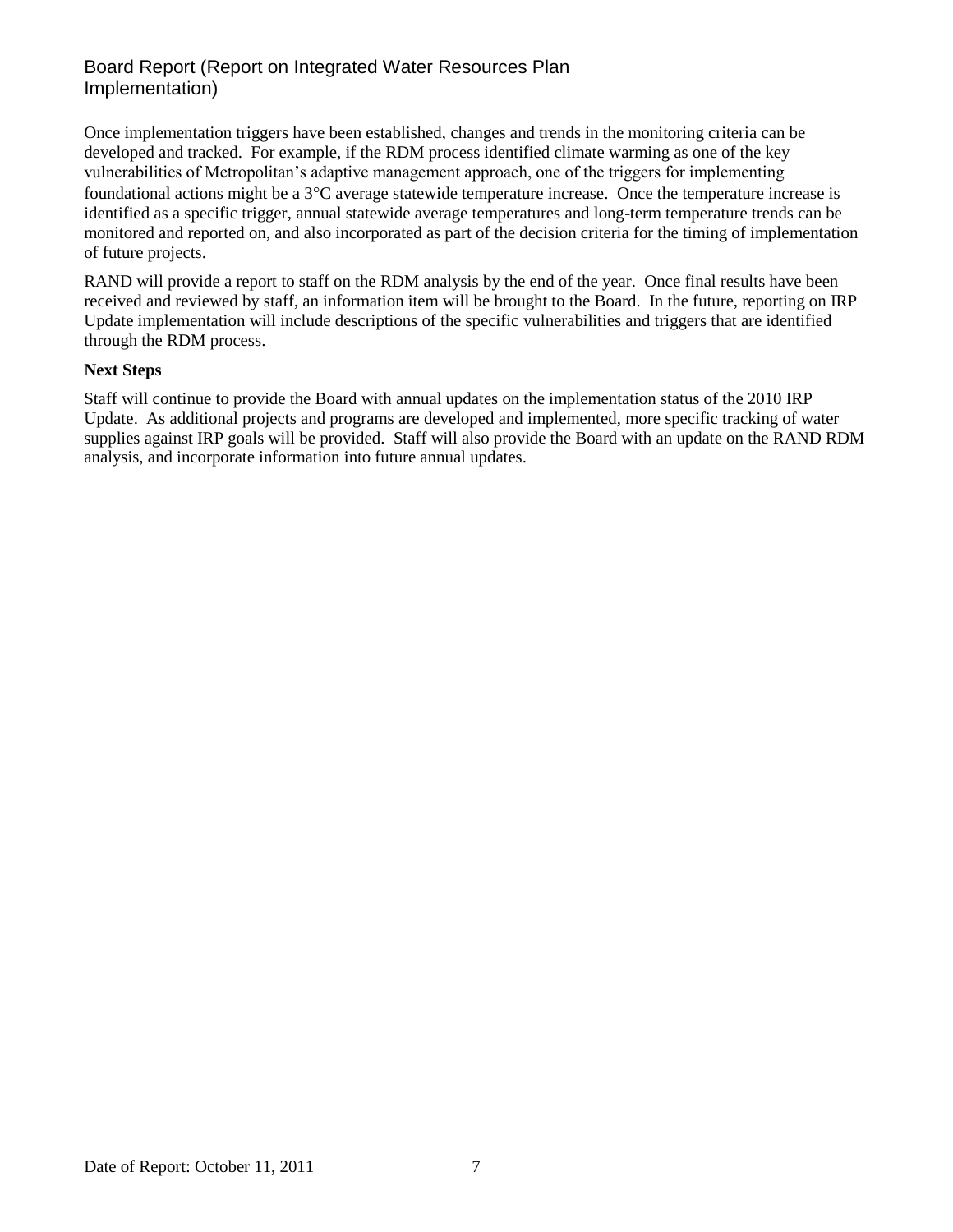Once implementation triggers have been established, changes and trends in the monitoring criteria can be developed and tracked. For example, if the RDM process identified climate warming as one of the key vulnerabilities of Metropolitan's adaptive management approach, one of the triggers for implementing foundational actions might be a 3°C average statewide temperature increase. Once the temperature increase is identified as a specific trigger, annual statewide average temperatures and long-term temperature trends can be monitored and reported on, and also incorporated as part of the decision criteria for the timing of implementation of future projects.

RAND will provide a report to staff on the RDM analysis by the end of the year. Once final results have been received and reviewed by staff, an information item will be brought to the Board. In the future, reporting on IRP Update implementation will include descriptions of the specific vulnerabilities and triggers that are identified through the RDM process.

**Next Steps**

Staff will continue to provide the Board with annual updates on the implementation status of the 2010 IRP Update. As additional projects and programs are developed and implemented, more specific tracking of water supplies against IRP goals will be provided. Staff will also provide the Board with an update on the RAND RDM analysis, and incorporate information into future annual updates.